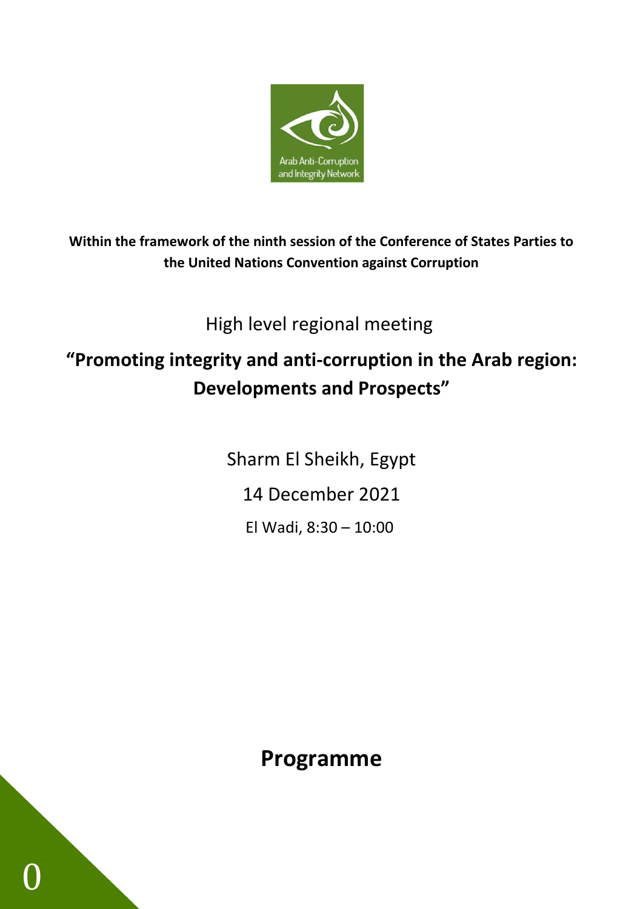Arab Anti-Corruption and Integrity Network

**Within the framework of the ninth session of the Conference of States Parties to the United Nations Convention against Corruption**

High level regional meeting

# "Promoting integrity and anti-corruption in the Arab region: Developments and Prospects"

Sharm El Sheikh, Egypt

14 December 2021

El Wadi, 8:30 – 10:00

# Programme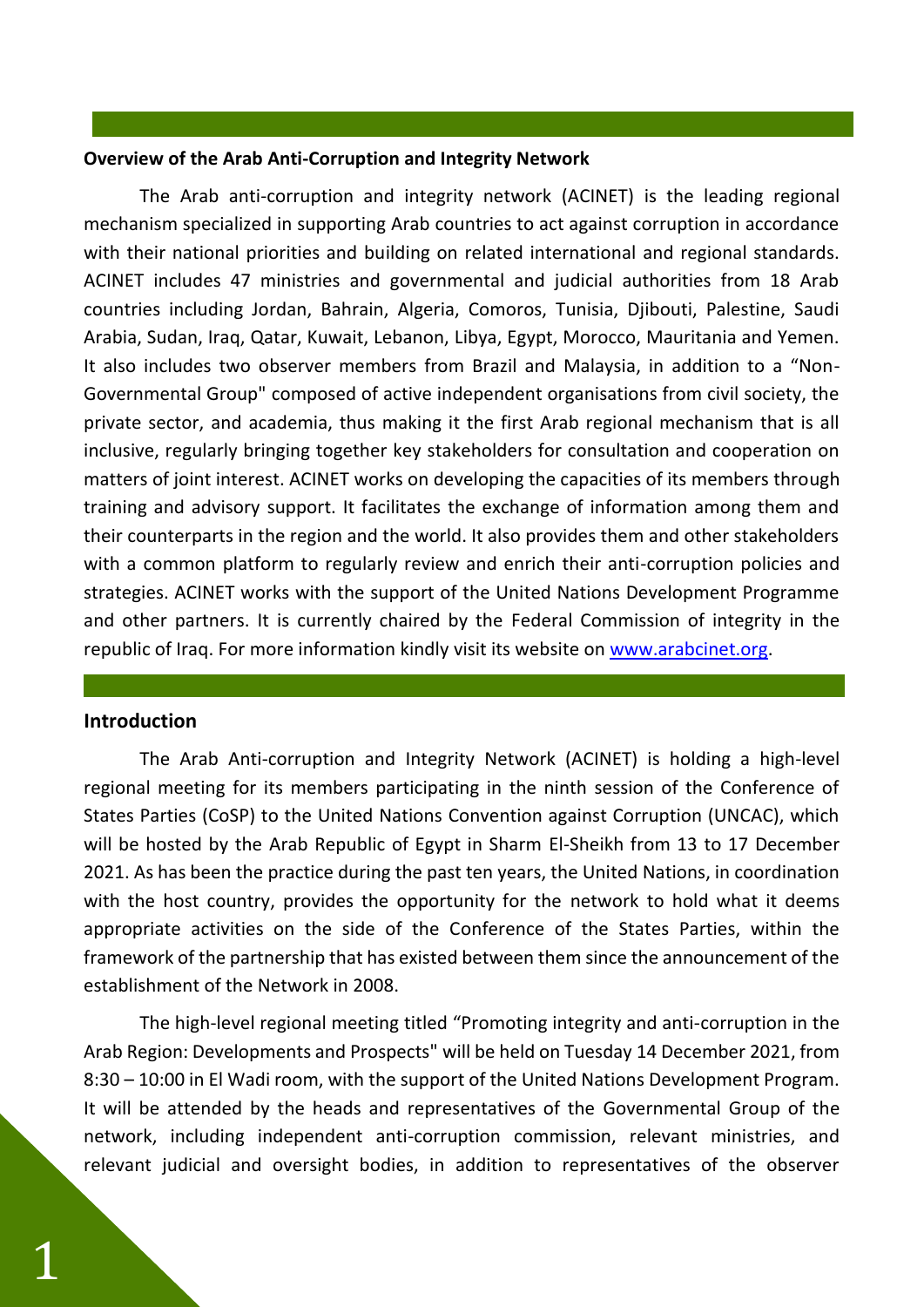### Overview of the Arab Anti-Corruption and Integrity Network

The Arab anti-corruption and integrity network (ACINET) is the leading regional mechanism specialized in supporting Arab countries to act against corruption in accordance with their national priorities and building on related international and regional standards. ACINET includes 47 ministries and governmental and judicial authorities from 18 Arab countries including Jordan, Bahrain, Algeria, Comoros, Tunisia, Djibouti, Palestine, Saudi Arabia, Sudan, Iraq, Qatar, Kuwait, Lebanon, Libya, Egypt, Morocco, Mauritania and Yemen. It also includes two observer members from Brazil and Malaysia, in addition to a "Non-Governmental Group" composed of active independent organisations from civil society, the private sector, and academia, thus making it the first Arab regional mechanism that is all inclusive, regularly bringing together key stakeholders for consultation and cooperation on matters of joint interest. ACINET works on developing the capacities of its members through training and advisory support. It facilitates the exchange of information among them and their counterparts in the region and the world. It also provides them and other stakeholders with a common platform to regularly review and enrich their anti-corruption policies and strategies. ACINET works with the support of the United Nations Development Programme and other partners. It is currently chaired by the Federal Commission of integrity in the republic of Iraq. For more information kindly visit its website on [www.arabcinet.org](http://www.arabcinet.org).

### Introduction

The Arab Anti-corruption and Integrity Network (ACINET) is holding a high-level regional meeting for its members participating in the ninth session of the Conference of States Parties (CoSP) to the United Nations Convention against Corruption (UNCAC), which will be hosted by the Arab Republic of Egypt in Sharm El-Sheikh from 13 to 17 December 2021. As has been the practice during the past ten years, the United Nations, in coordination with the host country, provides the opportunity for the network to hold what it deems appropriate activities on the side of the Conference of the States Parties, within the framework of the partnership that has existed between them since the announcement of the establishment of the Network in 2008.

The high-level regional meeting titled "Promoting integrity and anti-corruption in the Arab Region: Developments and Prospects" will be held on Tuesday 14 December 2021, from 8:30 – 10:00 in El Wadi room, with the support of the United Nations Development Program. It will be attended by the heads and representatives of the Governmental Group of the network, including independent anti-corruption commission, relevant ministries, and relevant judicial and oversight bodies, in addition to representatives of the observer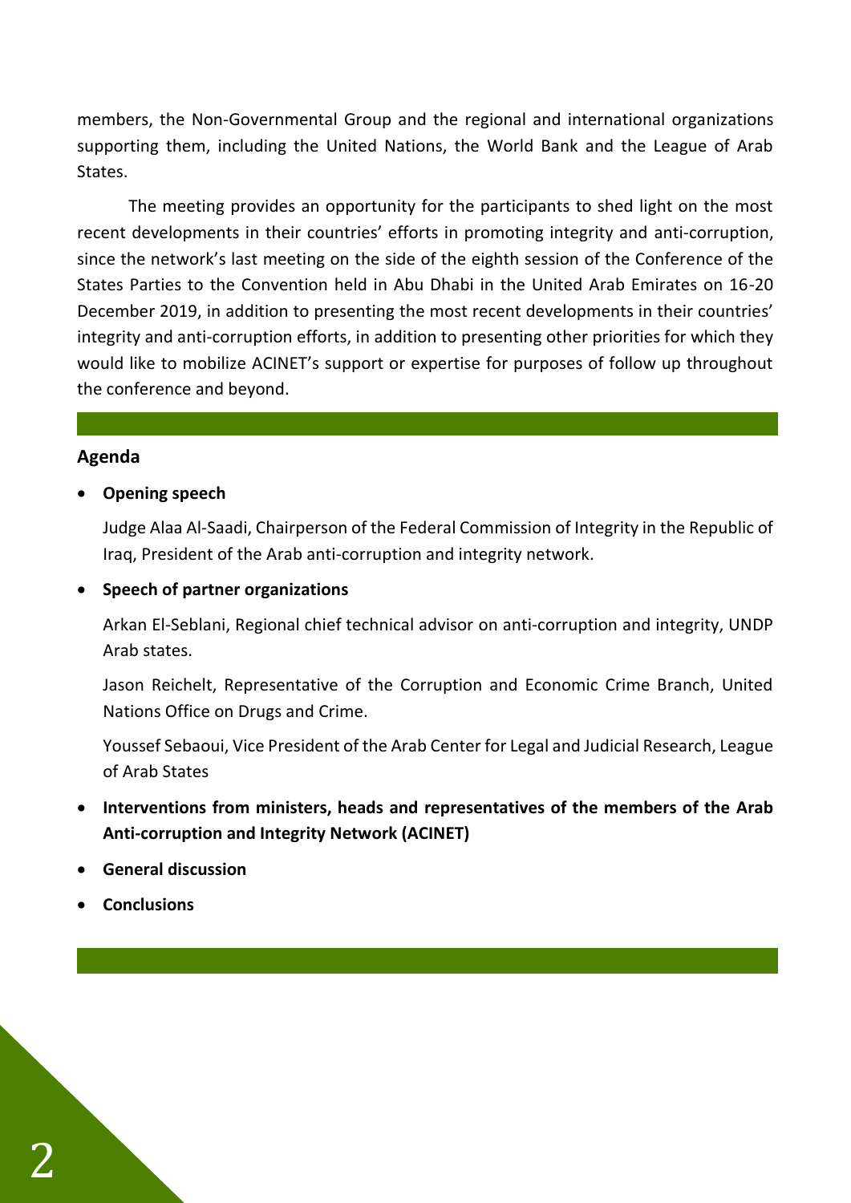members, the Non-Governmental Group and the regional and international organizations supporting them, including the United Nations, the World Bank and the League of Arab States.

The meeting provides an opportunity for the participants to shed light on the most recent developments in their countries' efforts in promoting integrity and anti-corruption, since the network's last meeting on the side of the eighth session of the Conference of the States Parties to the Convention held in Abu Dhabi in the United Arab Emirates on 16-20 December 2019, in addition to presenting the most recent developments in their countries' integrity and anti-corruption efforts, in addition to presenting other priorities for which they would like to mobilize ACINET's support or expertise for purposes of follow up throughout the conference and beyond.

## Agenda

- **Opening speech**

  Judge Alaa Al-Saadi, Chairperson of the Federal Commission of Integrity in the Republic of Iraq, President of the Arab anti-corruption and integrity network.

- **Speech of partner organizations**

  Arkan El-Seblani, Regional chief technical advisor on anti-corruption and integrity, UNDP Arab states.

  Jason Reichelt, Representative of the Corruption and Economic Crime Branch, United Nations Office on Drugs and Crime.

  Youssef Sebaoui, Vice President of the Arab Center for Legal and Judicial Research, League of Arab States

- **Interventions from ministers, heads and representatives of the members of the Arab Anti-corruption and Integrity Network (ACINET)**

- **General discussion**

- **Conclusions**